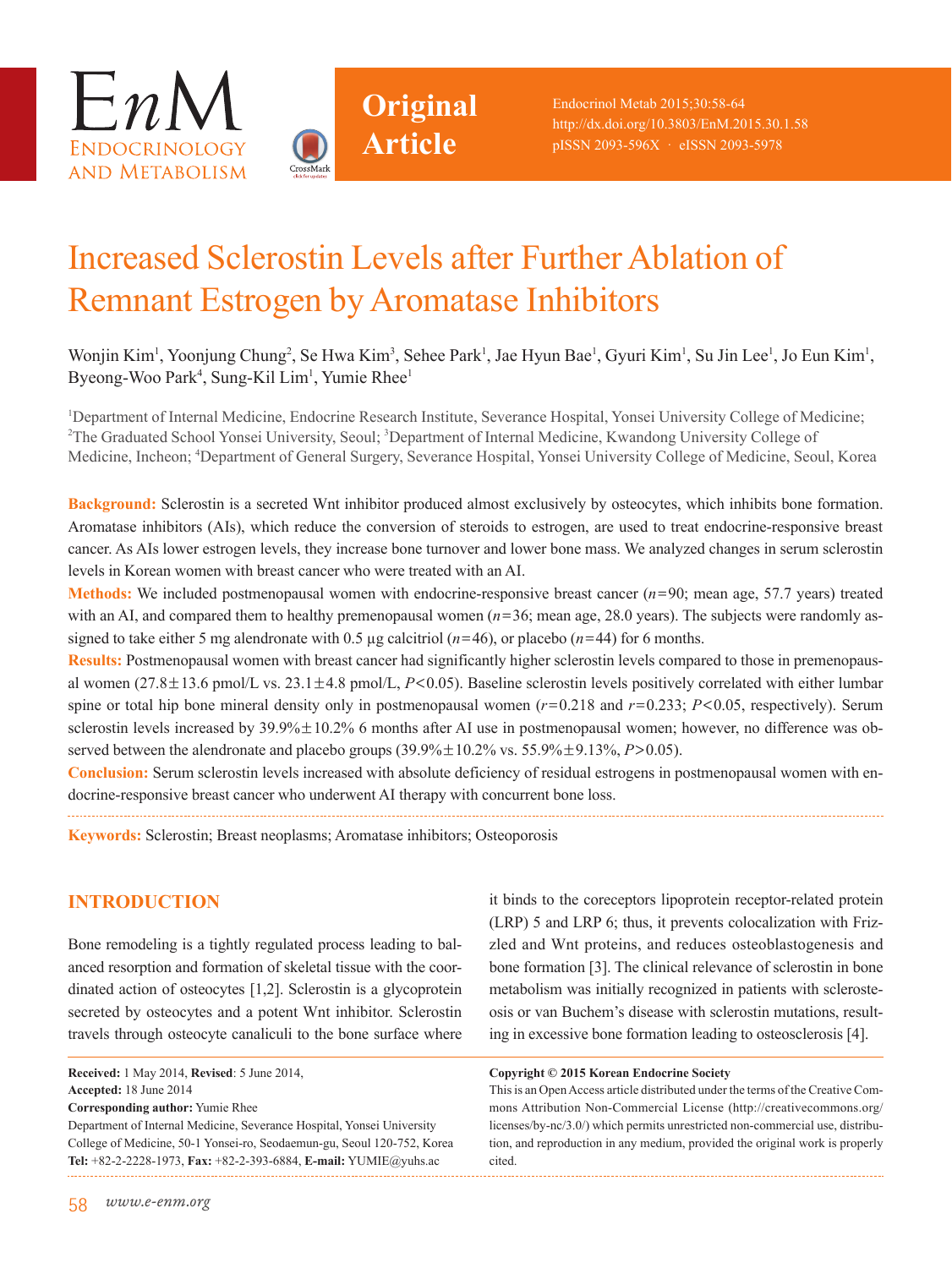# Increased Sclerostin Levels after Further Ablation of Remnant Estrogen by Aromatase Inhibitors

Wonjin Kim[1], Yoonjung Chung[2], Se Hwa Kim[3], Sehee Park[1], Jae Hyun Bae[1], Gyuri Kim[1], Su Jin Lee[1], Jo Eun Kim[1], Byeong-Woo Park[4], Sung-Kil Lim[1], Yumie Rhee[1]

[1]Department of Internal Medicine, Endocrine Research Institute, Severance Hospital, Yonsei University College of Medicine; [2]The Graduated School Yonsei University, Seoul; [3]Department of Internal Medicine, Kwandong University College of Medicine, Incheon; [4]Department of General Surgery, Severance Hospital, Yonsei University College of Medicine, Seoul, Korea

**Background:** Sclerostin is a secreted Wnt inhibitor produced almost exclusively by osteocytes, which inhibits bone formation. Aromatase inhibitors (AIs), which reduce the conversion of steroids to estrogen, are used to treat endocrine-responsive breast cancer. As AIs lower estrogen levels, they increase bone turnover and lower bone mass. We analyzed changes in serum sclerostin levels in Korean women with breast cancer who were treated with an AI.

**Methods:** We included postmenopausal women with endocrine-responsive breast cancer ($n$=90; mean age, 57.7 years) treated with an AI, and compared them to healthy premenopausal women ($n$=36; mean age, 28.0 years). The subjects were randomly assigned to take either 5 mg alendronate with 0.5 μg calcitriol ($n$=46), or placebo ($n$=44) for 6 months.

**Results:** Postmenopausal women with breast cancer had significantly higher sclerostin levels compared to those in premenopausal women (27.8±13.6 pmol/L vs. 23.1±4.8 pmol/L, $P$<0.05). Baseline sclerostin levels positively correlated with either lumbar spine or total hip bone mineral density only in postmenopausal women ($r$=0.218 and $r$=0.233; $P$<0.05, respectively). Serum sclerostin levels increased by 39.9%±10.2% 6 months after AI use in postmenopausal women; however, no difference was observed between the alendronate and placebo groups (39.9%±10.2% vs. 55.9%±9.13%, $P$>0.05).

**Conclusion:** Serum sclerostin levels increased with absolute deficiency of residual estrogens in postmenopausal women with endocrine-responsive breast cancer who underwent AI therapy with concurrent bone loss.

**Keywords:** Sclerostin; Breast neoplasms; Aromatase inhibitors; Osteoporosis

## INTRODUCTION

Bone remodeling is a tightly regulated process leading to balanced resorption and formation of skeletal tissue with the coordinated action of osteocytes [1,2]. Sclerostin is a glycoprotein secreted by osteocytes and a potent Wnt inhibitor. Sclerostin travels through osteocyte canaliculi to the bone surface where it binds to the coreceptors lipoprotein receptor-related protein (LRP) 5 and LRP 6; thus, it prevents colocalization with Frizzled and Wnt proteins, and reduces osteoblastogenesis and bone formation [3]. The clinical relevance of sclerostin in bone metabolism was initially recognized in patients with sclerosteosis or van Buchem's disease with sclerostin mutations, resulting in excessive bone formation leading to osteosclerosis [4].

**Received:** 1 May 2014, **Revised**: 5 June 2014,
**Accepted:** 18 June 2014
**Corresponding author:** Yumie Rhee
Department of Internal Medicine, Severance Hospital, Yonsei University College of Medicine, 50-1 Yonsei-ro, Seodaemun-gu, Seoul 120-752, Korea
**Tel:** +82-2-2228-1973, **Fax:** +82-2-393-6884, **E-mail:** YUMIE@yuhs.ac

**Copyright © 2015 Korean Endocrine Society**
This is an Open Access article distributed under the terms of the Creative Commons Attribution Non-Commercial License (http://creativecommons.org/licenses/by-nc/3.0/) which permits unrestricted non-commercial use, distribution, and reproduction in any medium, provided the original work is properly cited.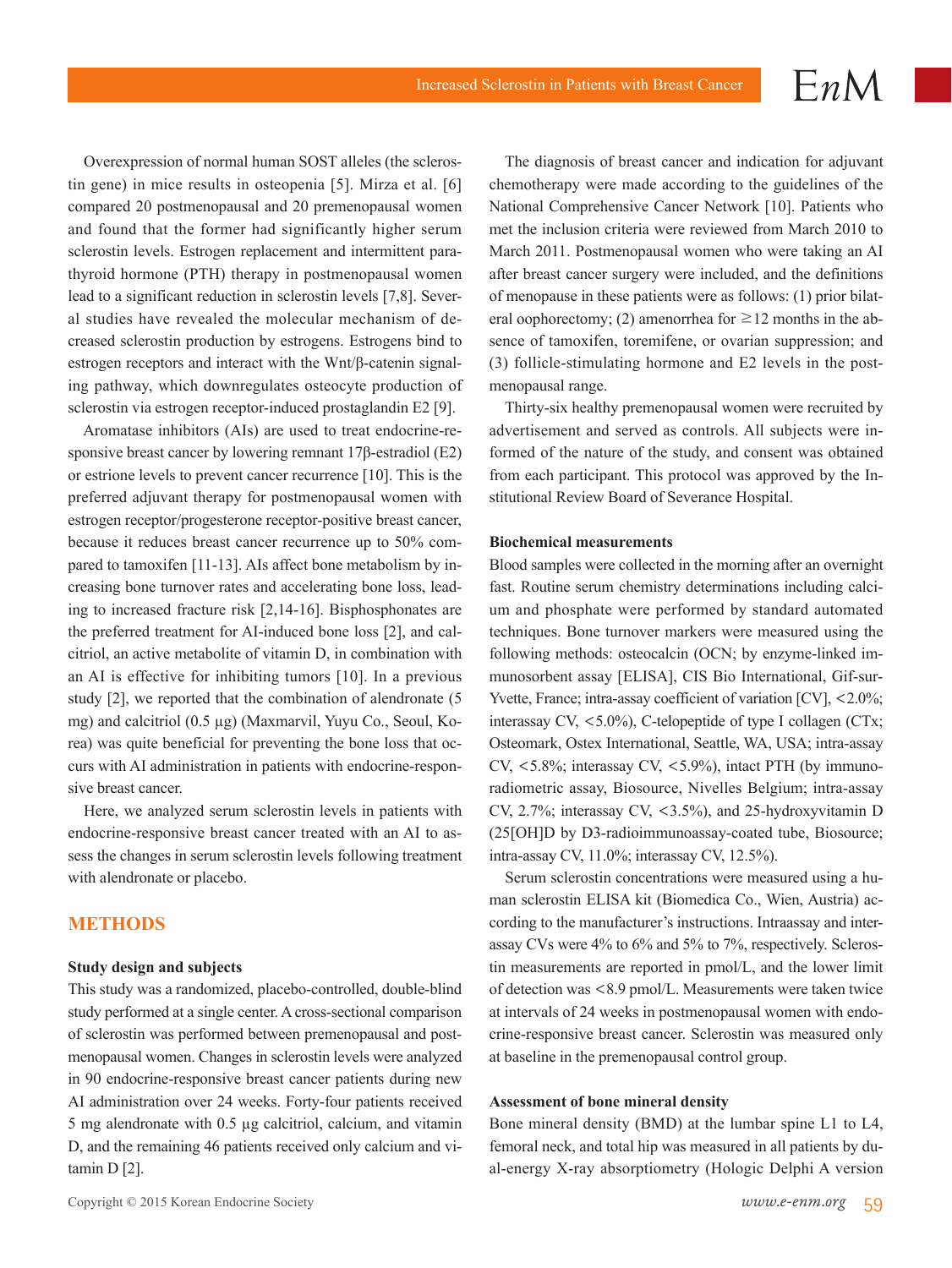Overexpression of normal human SOST alleles (the sclerostin gene) in mice results in osteopenia [5]. Mirza et al. [6] compared 20 postmenopausal and 20 premenopausal women and found that the former had significantly higher serum sclerostin levels. Estrogen replacement and intermittent parathyroid hormone (PTH) therapy in postmenopausal women lead to a significant reduction in sclerostin levels [7,8]. Several studies have revealed the molecular mechanism of decreased sclerostin production by estrogens. Estrogens bind to estrogen receptors and interact with the Wnt/β-catenin signaling pathway, which downregulates osteocyte production of sclerostin via estrogen receptor-induced prostaglandin E2 [9].

Aromatase inhibitors (AIs) are used to treat endocrine-responsive breast cancer by lowering remnant 17β-estradiol (E2) or estrione levels to prevent cancer recurrence [10]. This is the preferred adjuvant therapy for postmenopausal women with estrogen receptor/progesterone receptor-positive breast cancer, because it reduces breast cancer recurrence up to 50% compared to tamoxifen [11-13]. AIs affect bone metabolism by increasing bone turnover rates and accelerating bone loss, leading to increased fracture risk [2,14-16]. Bisphosphonates are the preferred treatment for AI-induced bone loss [2], and calcitriol, an active metabolite of vitamin D, in combination with an AI is effective for inhibiting tumors [10]. In a previous study [2], we reported that the combination of alendronate (5 mg) and calcitriol (0.5 μg) (Maxmarvil, Yuyu Co., Seoul, Korea) was quite beneficial for preventing the bone loss that occurs with AI administration in patients with endocrine-responsive breast cancer.

Here, we analyzed serum sclerostin levels in patients with endocrine-responsive breast cancer treated with an AI to assess the changes in serum sclerostin levels following treatment with alendronate or placebo.

## METHODS

### Study design and subjects

This study was a randomized, placebo-controlled, double-blind study performed at a single center. A cross-sectional comparison of sclerostin was performed between premenopausal and postmenopausal women. Changes in sclerostin levels were analyzed in 90 endocrine-responsive breast cancer patients during new AI administration over 24 weeks. Forty-four patients received 5 mg alendronate with 0.5 μg calcitriol, calcium, and vitamin D, and the remaining 46 patients received only calcium and vitamin D [2].

The diagnosis of breast cancer and indication for adjuvant chemotherapy were made according to the guidelines of the National Comprehensive Cancer Network [10]. Patients who met the inclusion criteria were reviewed from March 2010 to March 2011. Postmenopausal women who were taking an AI after breast cancer surgery were included, and the definitions of menopause in these patients were as follows: (1) prior bilateral oophorectomy; (2) amenorrhea for ≥12 months in the absence of tamoxifen, toremifene, or ovarian suppression; and (3) follicle-stimulating hormone and E2 levels in the postmenopausal range.

Thirty-six healthy premenopausal women were recruited by advertisement and served as controls. All subjects were informed of the nature of the study, and consent was obtained from each participant. This protocol was approved by the Institutional Review Board of Severance Hospital.

### Biochemical measurements

Blood samples were collected in the morning after an overnight fast. Routine serum chemistry determinations including calcium and phosphate were performed by standard automated techniques. Bone turnover markers were measured using the following methods: osteocalcin (OCN; by enzyme-linked immunosorbent assay [ELISA], CIS Bio International, Gif-sur-Yvette, France; intra-assay coefficient of variation [CV], <2.0%; interassay CV, <5.0%), C-telopeptide of type I collagen (CTx; Osteomark, Ostex International, Seattle, WA, USA; intra-assay CV, <5.8%; interassay CV, <5.9%), intact PTH (by immunoradiometric assay, Biosource, Nivelles Belgium; intra-assay CV, 2.7%; interassay CV, <3.5%), and 25-hydroxyvitamin D (25[OH]D by D3-radioimmunoassay-coated tube, Biosource; intra-assay CV, 11.0%; interassay CV, 12.5%).

Serum sclerostin concentrations were measured using a human sclerostin ELISA kit (Biomedica Co., Wien, Austria) according to the manufacturer's instructions. Intraassay and interassay CVs were 4% to 6% and 5% to 7%, respectively. Sclerostin measurements are reported in pmol/L, and the lower limit of detection was <8.9 pmol/L. Measurements were taken twice at intervals of 24 weeks in postmenopausal women with endocrine-responsive breast cancer. Sclerostin was measured only at baseline in the premenopausal control group.

### Assessment of bone mineral density

Bone mineral density (BMD) at the lumbar spine L1 to L4, femoral neck, and total hip was measured in all patients by dual-energy X-ray absorptiometry (Hologic Delphi A version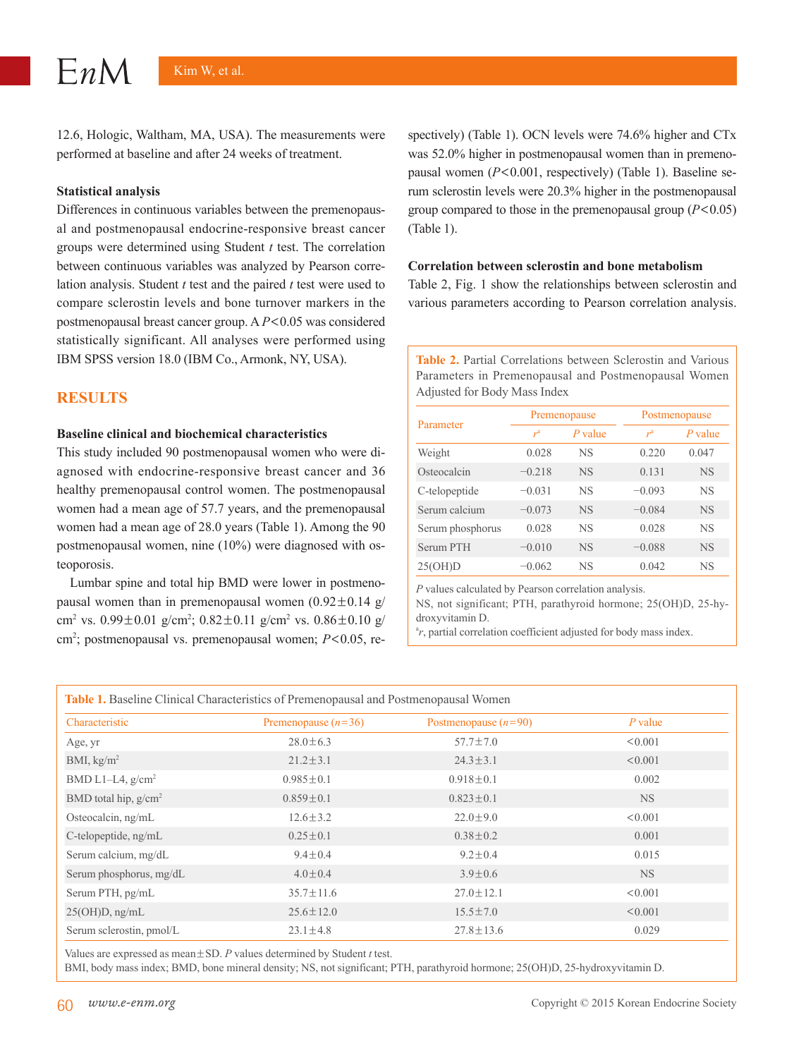12.6, Hologic, Waltham, MA, USA). The measurements were performed at baseline and after 24 weeks of treatment.

### Statistical analysis

Differences in continuous variables between the premenopausal and postmenopausal endocrine-responsive breast cancer groups were determined using Student *t* test. The correlation between continuous variables was analyzed by Pearson correlation analysis. Student *t* test and the paired *t* test were used to compare sclerostin levels and bone turnover markers in the postmenopausal breast cancer group. A $P<0.05$ was considered statistically significant. All analyses were performed using IBM SPSS version 18.0 (IBM Co., Armonk, NY, USA).

## RESULTS

### Baseline clinical and biochemical characteristics

This study included 90 postmenopausal women who were diagnosed with endocrine-responsive breast cancer and 36 healthy premenopausal control women. The postmenopausal women had a mean age of 57.7 years, and the premenopausal women had a mean age of 28.0 years (Table 1). Among the 90 postmenopausal women, nine (10%) were diagnosed with osteoporosis.

Lumbar spine and total hip BMD were lower in postmenopausal women than in premenopausal women (0.92±0.14 g/cm$^2$ vs. 0.99±0.01 g/cm$^2$; 0.82±0.11 g/cm$^2$ vs. 0.86±0.10 g/cm$^2$; postmenopausal vs. premenopausal women; $P<0.05$, respectively) (Table 1). OCN levels were 74.6% higher and CTx was 52.0% higher in postmenopausal women than in premenopausal women ($P<0.001$, respectively) (Table 1). Baseline serum sclerostin levels were 20.3% higher in the postmenopausal group compared to those in the premenopausal group ($P<0.05$) (Table 1).

### Correlation between sclerostin and bone metabolism

Table 2, Fig. 1 show the relationships between sclerostin and various parameters according to Pearson correlation analysis.

**Table 2.** Partial Correlations between Sclerostin and Various Parameters in Premenopausal and Postmenopausal Women Adjusted for Body Mass Index

| Parameter | Premenopause | | Postmenopause | |
|---|---|---|---|---|
| | $r^a$ | *P* value | $r^a$ | *P* value |
| Weight | 0.028 | NS | 0.220 | 0.047 |
| Osteocalcin | −0.218 | NS | 0.131 | NS |
| C-telopeptide | −0.031 | NS | −0.093 | NS |
| Serum calcium | −0.073 | NS | −0.084 | NS |
| Serum phosphorus | 0.028 | NS | 0.028 | NS |
| Serum PTH | −0.010 | NS | −0.088 | NS |
| 25(OH)D | −0.062 | NS | 0.042 | NS |

*P* values calculated by Pearson correlation analysis.
NS, not significant; PTH, parathyroid hormone; 25(OH)D, 25-hydroxyvitamin D.
[a]*r*, partial correlation coefficient adjusted for body mass index.

**Table 1.** Baseline Clinical Characteristics of Premenopausal and Postmenopausal Women

| Characteristic | Premenopause (*n*=36) | Postmenopause (*n*=90) | *P* value |
|---|---|---|---|
| Age, yr | 28.0±6.3 | 57.7±7.0 | <0.001 |
| BMI, kg/m$^2$ | 21.2±3.1 | 24.3±3.1 | <0.001 |
| BMD L1–L4, g/cm$^2$ | 0.985±0.1 | 0.918±0.1 | 0.002 |
| BMD total hip, g/cm$^2$ | 0.859±0.1 | 0.823±0.1 | NS |
| Osteocalcin, ng/mL | 12.6±3.2 | 22.0±9.0 | <0.001 |
| C-telopeptide, ng/mL | 0.25±0.1 | 0.38±0.2 | 0.001 |
| Serum calcium, mg/dL | 9.4±0.4 | 9.2±0.4 | 0.015 |
| Serum phosphorus, mg/dL | 4.0±0.4 | 3.9±0.6 | NS |
| Serum PTH, pg/mL | 35.7±11.6 | 27.0±12.1 | <0.001 |
| 25(OH)D, ng/mL | 25.6±12.0 | 15.5±7.0 | <0.001 |
| Serum sclerostin, pmol/L | 23.1±4.8 | 27.8±13.6 | 0.029 |

Values are expressed as mean±SD. *P* values determined by Student *t* test.
BMI, body mass index; BMD, bone mineral density; NS, not significant; PTH, parathyroid hormone; 25(OH)D, 25-hydroxyvitamin D.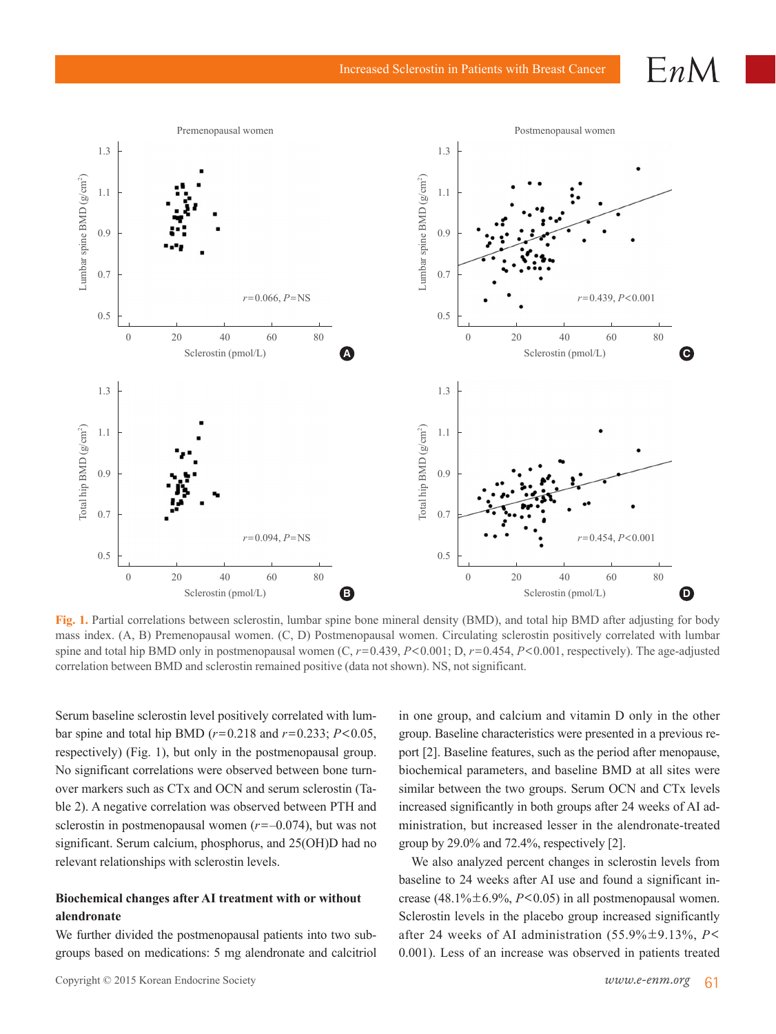**Fig. 1.** Partial correlations between sclerostin, lumbar spine bone mineral density (BMD), and total hip BMD after adjusting for body mass index. (A, B) Premenopausal women. (C, D) Postmenopausal women. Circulating sclerostin positively correlated with lumbar spine and total hip BMD only in postmenopausal women (C, $r$=0.439, $P$<0.001; D, $r$=0.454, $P$<0.001, respectively). The age-adjusted correlation between BMD and sclerostin remained positive (data not shown). NS, not significant.

Serum baseline sclerostin level positively correlated with lumbar spine and total hip BMD ($r$=0.218 and $r$=0.233; $P$<0.05, respectively) (Fig. 1), but only in the postmenopausal group. No significant correlations were observed between bone turnover markers such as CTx and OCN and serum sclerostin (Table 2). A negative correlation was observed between PTH and sclerostin in postmenopausal women ($r$=–0.074), but was not significant. Serum calcium, phosphorus, and 25(OH)D had no relevant relationships with sclerostin levels.

### Biochemical changes after AI treatment with or without alendronate

We further divided the postmenopausal patients into two subgroups based on medications: 5 mg alendronate and calcitriol in one group, and calcium and vitamin D only in the other group. Baseline characteristics were presented in a previous report [2]. Baseline features, such as the period after menopause, biochemical parameters, and baseline BMD at all sites were similar between the two groups. Serum OCN and CTx levels increased significantly in both groups after 24 weeks of AI administration, but increased lesser in the alendronate-treated group by 29.0% and 72.4%, respectively [2].

We also analyzed percent changes in sclerostin levels from baseline to 24 weeks after AI use and found a significant increase (48.1%±6.9%, $P$<0.05) in all postmenopausal women. Sclerostin levels in the placebo group increased significantly after 24 weeks of AI administration (55.9%±9.13%, $P$< 0.001). Less of an increase was observed in patients treated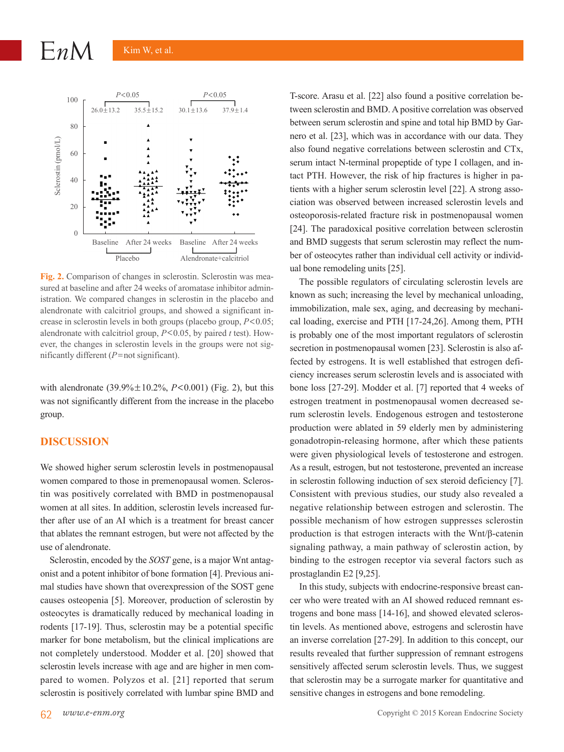**Fig. 2.** Comparison of changes in sclerostin. Sclerostin was measured at baseline and after 24 weeks of aromatase inhibitor administration. We compared changes in sclerostin in the placebo and alendronate with calcitriol groups, and showed a significant increase in sclerostin levels in both groups (placebo group, $P<0.05$; alendronate with calcitriol group, $P<0.05$, by paired $t$ test). However, the changes in sclerostin levels in the groups were not significantly different ($P$=not significant).

with alendronate (39.9%±10.2%, $P<0.001$) (Fig. 2), but this was not significantly different from the increase in the placebo group.

## DISCUSSION

We showed higher serum sclerostin levels in postmenopausal women compared to those in premenopausal women. Sclerostin was positively correlated with BMD in postmenopausal women at all sites. In addition, sclerostin levels increased further after use of an AI which is a treatment for breast cancer that ablates the remnant estrogen, but were not affected by the use of alendronate.

Sclerostin, encoded by the *SOST* gene, is a major Wnt antagonist and a potent inhibitor of bone formation [4]. Previous animal studies have shown that overexpression of the SOST gene causes osteopenia [5]. Moreover, production of sclerostin by osteocytes is dramatically reduced by mechanical loading in rodents [17-19]. Thus, sclerostin may be a potential specific marker for bone metabolism, but the clinical implications are not completely understood. Modder et al. [20] showed that sclerostin levels increase with age and are higher in men compared to women. Polyzos et al. [21] reported that serum sclerostin is positively correlated with lumbar spine BMD and T-score. Arasu et al. [22] also found a positive correlation between sclerostin and BMD. A positive correlation was observed between serum sclerostin and spine and total hip BMD by Garnero et al. [23], which was in accordance with our data. They also found negative correlations between sclerostin and CTx, serum intact N-terminal propeptide of type I collagen, and intact PTH. However, the risk of hip fractures is higher in patients with a higher serum sclerostin level [22]. A strong association was observed between increased sclerostin levels and osteoporosis-related fracture risk in postmenopausal women [24]. The paradoxical positive correlation between sclerostin and BMD suggests that serum sclerostin may reflect the number of osteocytes rather than individual cell activity or individual bone remodeling units [25].

The possible regulators of circulating sclerostin levels are known as such; increasing the level by mechanical unloading, immobilization, male sex, aging, and decreasing by mechanical loading, exercise and PTH [17-24,26]. Among them, PTH is probably one of the most important regulators of sclerostin secretion in postmenopausal women [23]. Sclerostin is also affected by estrogens. It is well established that estrogen deficiency increases serum sclerostin levels and is associated with bone loss [27-29]. Modder et al. [7] reported that 4 weeks of estrogen treatment in postmenopausal women decreased serum sclerostin levels. Endogenous estrogen and testosterone production were ablated in 59 elderly men by administering gonadotropin-releasing hormone, after which these patients were given physiological levels of testosterone and estrogen. As a result, estrogen, but not testosterone, prevented an increase in sclerostin following induction of sex steroid deficiency [7]. Consistent with previous studies, our study also revealed a negative relationship between estrogen and sclerostin. The possible mechanism of how estrogen suppresses sclerostin production is that estrogen interacts with the Wnt/β-catenin signaling pathway, a main pathway of sclerostin action, by binding to the estrogen receptor via several factors such as prostaglandin E2 [9,25].

In this study, subjects with endocrine-responsive breast cancer who were treated with an AI showed reduced remnant estrogens and bone mass [14-16], and showed elevated sclerostin levels. As mentioned above, estrogens and sclerostin have an inverse correlation [27-29]. In addition to this concept, our results revealed that further suppression of remnant estrogens sensitively affected serum sclerostin levels. Thus, we suggest that sclerostin may be a surrogate marker for quantitative and sensitive changes in estrogens and bone remodeling.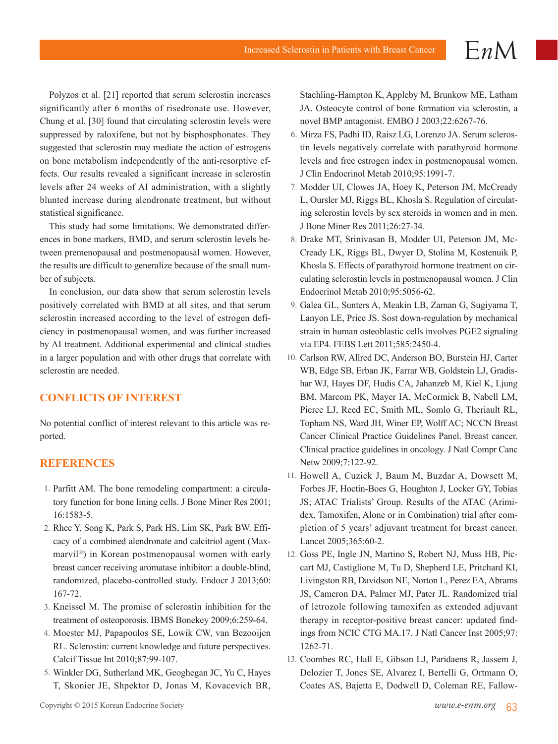Polyzos et al. [21] reported that serum sclerostin increases significantly after 6 months of risedronate use. However, Chung et al. [30] found that circulating sclerostin levels were suppressed by raloxifene, but not by bisphosphonates. They suggested that sclerostin may mediate the action of estrogens on bone metabolism independently of the anti-resorptive effects. Our results revealed a significant increase in sclerostin levels after 24 weeks of AI administration, with a slightly blunted increase during alendronate treatment, but without statistical significance.

This study had some limitations. We demonstrated differences in bone markers, BMD, and serum sclerostin levels between premenopausal and postmenopausal women. However, the results are difficult to generalize because of the small number of subjects.

In conclusion, our data show that serum sclerostin levels positively correlated with BMD at all sites, and that serum sclerostin increased according to the level of estrogen deficiency in postmenopausal women, and was further increased by AI treatment. Additional experimental and clinical studies in a larger population and with other drugs that correlate with sclerostin are needed.

## CONFLICTS OF INTEREST

No potential conflict of interest relevant to this article was reported.

## REFERENCES

1. Parfitt AM. The bone remodeling compartment: a circulatory function for bone lining cells. J Bone Miner Res 2001;16:1583-5.
2. Rhee Y, Song K, Park S, Park HS, Lim SK, Park BW. Efficacy of a combined alendronate and calcitriol agent (Maxmarvil®) in Korean postmenopausal women with early breast cancer receiving aromatase inhibitor: a double-blind, randomized, placebo-controlled study. Endocr J 2013;60:167-72.
3. Kneissel M. The promise of sclerostin inhibition for the treatment of osteoporosis. IBMS Bonekey 2009;6:259-64.
4. Moester MJ, Papapoulos SE, Lowik CW, van Bezooijen RL. Sclerostin: current knowledge and future perspectives. Calcif Tissue Int 2010;87:99-107.
5. Winkler DG, Sutherland MK, Geoghegan JC, Yu C, Hayes T, Skonier JE, Shpektor D, Jonas M, Kovacevich BR, Staehling-Hampton K, Appleby M, Brunkow ME, Latham JA. Osteocyte control of bone formation via sclerostin, a novel BMP antagonist. EMBO J 2003;22:6267-76.
6. Mirza FS, Padhi ID, Raisz LG, Lorenzo JA. Serum sclerostin levels negatively correlate with parathyroid hormone levels and free estrogen index in postmenopausal women. J Clin Endocrinol Metab 2010;95:1991-7.
7. Modder UI, Clowes JA, Hoey K, Peterson JM, McCready L, Oursler MJ, Riggs BL, Khosla S. Regulation of circulating sclerostin levels by sex steroids in women and in men. J Bone Miner Res 2011;26:27-34.
8. Drake MT, Srinivasan B, Modder UI, Peterson JM, McCready LK, Riggs BL, Dwyer D, Stolina M, Kostenuik P, Khosla S. Effects of parathyroid hormone treatment on circulating sclerostin levels in postmenopausal women. J Clin Endocrinol Metab 2010;95:5056-62.
9. Galea GL, Sunters A, Meakin LB, Zaman G, Sugiyama T, Lanyon LE, Price JS. Sost down-regulation by mechanical strain in human osteoblastic cells involves PGE2 signaling via EP4. FEBS Lett 2011;585:2450-4.
10. Carlson RW, Allred DC, Anderson BO, Burstein HJ, Carter WB, Edge SB, Erban JK, Farrar WB, Goldstein LJ, Gradishar WJ, Hayes DF, Hudis CA, Jahanzeb M, Kiel K, Ljung BM, Marcom PK, Mayer IA, McCormick B, Nabell LM, Pierce LJ, Reed EC, Smith ML, Somlo G, Theriault RL, Topham NS, Ward JH, Winer EP, Wolff AC; NCCN Breast Cancer Clinical Practice Guidelines Panel. Breast cancer. Clinical practice guidelines in oncology. J Natl Compr Canc Netw 2009;7:122-92.
11. Howell A, Cuzick J, Baum M, Buzdar A, Dowsett M, Forbes JF, Hoctin-Boes G, Houghton J, Locker GY, Tobias JS; ATAC Trialists' Group. Results of the ATAC (Arimidex, Tamoxifen, Alone or in Combination) trial after completion of 5 years' adjuvant treatment for breast cancer. Lancet 2005;365:60-2.
12. Goss PE, Ingle JN, Martino S, Robert NJ, Muss HB, Piccart MJ, Castiglione M, Tu D, Shepherd LE, Pritchard KI, Livingston RB, Davidson NE, Norton L, Perez EA, Abrams JS, Cameron DA, Palmer MJ, Pater JL. Randomized trial of letrozole following tamoxifen as extended adjuvant therapy in receptor-positive breast cancer: updated findings from NCIC CTG MA.17. J Natl Cancer Inst 2005;97:1262-71.
13. Coombes RC, Hall E, Gibson LJ, Paridaens R, Jassem J, Delozier T, Jones SE, Alvarez I, Bertelli G, Ortmann O, Coates AS, Bajetta E, Dodwell D, Coleman RE, Fallow-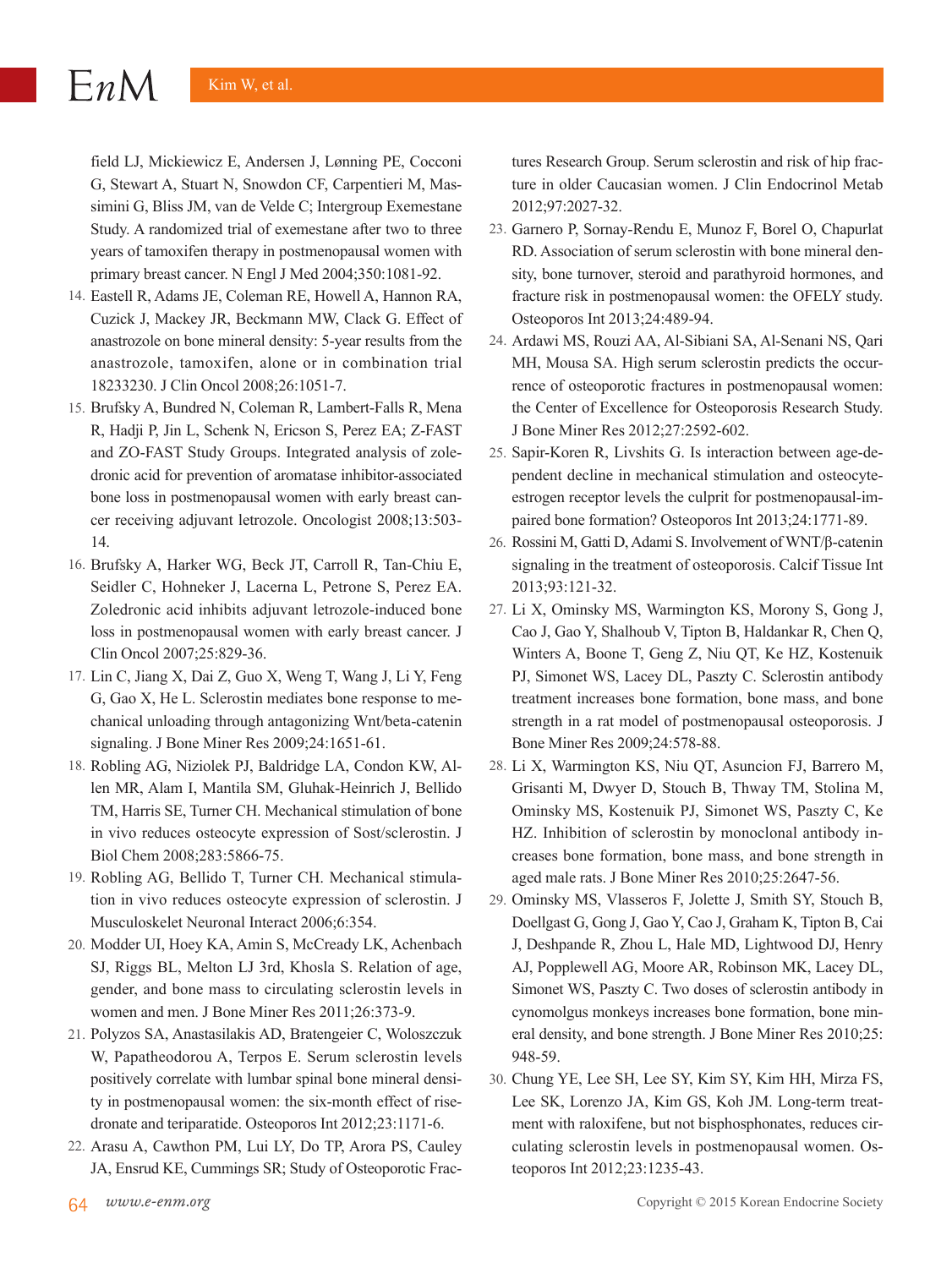field LJ, Mickiewicz E, Andersen J, Lønning PE, Cocconi G, Stewart A, Stuart N, Snowdon CF, Carpentieri M, Massimini G, Bliss JM, van de Velde C; Intergroup Exemestane Study. A randomized trial of exemestane after two to three years of tamoxifen therapy in postmenopausal women with primary breast cancer. N Engl J Med 2004;350:1081-92.

14. Eastell R, Adams JE, Coleman RE, Howell A, Hannon RA, Cuzick J, Mackey JR, Beckmann MW, Clack G. Effect of anastrozole on bone mineral density: 5-year results from the anastrozole, tamoxifen, alone or in combination trial 18233230. J Clin Oncol 2008;26:1051-7.
15. Brufsky A, Bundred N, Coleman R, Lambert-Falls R, Mena R, Hadji P, Jin L, Schenk N, Ericson S, Perez EA; Z-FAST and ZO-FAST Study Groups. Integrated analysis of zoledronic acid for prevention of aromatase inhibitor-associated bone loss in postmenopausal women with early breast cancer receiving adjuvant letrozole. Oncologist 2008;13:503-14.
16. Brufsky A, Harker WG, Beck JT, Carroll R, Tan-Chiu E, Seidler C, Hohneker J, Lacerna L, Petrone S, Perez EA. Zoledronic acid inhibits adjuvant letrozole-induced bone loss in postmenopausal women with early breast cancer. J Clin Oncol 2007;25:829-36.
17. Lin C, Jiang X, Dai Z, Guo X, Weng T, Wang J, Li Y, Feng G, Gao X, He L. Sclerostin mediates bone response to mechanical unloading through antagonizing Wnt/beta-catenin signaling. J Bone Miner Res 2009;24:1651-61.
18. Robling AG, Niziolek PJ, Baldridge LA, Condon KW, Allen MR, Alam I, Mantila SM, Gluhak-Heinrich J, Bellido TM, Harris SE, Turner CH. Mechanical stimulation of bone in vivo reduces osteocyte expression of Sost/sclerostin. J Biol Chem 2008;283:5866-75.
19. Robling AG, Bellido T, Turner CH. Mechanical stimulation in vivo reduces osteocyte expression of sclerostin. J Musculoskelet Neuronal Interact 2006;6:354.
20. Modder UI, Hoey KA, Amin S, McCready LK, Achenbach SJ, Riggs BL, Melton LJ 3rd, Khosla S. Relation of age, gender, and bone mass to circulating sclerostin levels in women and men. J Bone Miner Res 2011;26:373-9.
21. Polyzos SA, Anastasilakis AD, Bratengeier C, Woloszczuk W, Papatheodorou A, Terpos E. Serum sclerostin levels positively correlate with lumbar spinal bone mineral density in postmenopausal women: the six-month effect of risedronate and teriparatide. Osteoporos Int 2012;23:1171-6.
22. Arasu A, Cawthon PM, Lui LY, Do TP, Arora PS, Cauley JA, Ensrud KE, Cummings SR; Study of Osteoporotic Fractures Research Group. Serum sclerostin and risk of hip fracture in older Caucasian women. J Clin Endocrinol Metab 2012;97:2027-32.
23. Garnero P, Sornay-Rendu E, Munoz F, Borel O, Chapurlat RD. Association of serum sclerostin with bone mineral density, bone turnover, steroid and parathyroid hormones, and fracture risk in postmenopausal women: the OFELY study. Osteoporos Int 2013;24:489-94.
24. Ardawi MS, Rouzi AA, Al-Sibiani SA, Al-Senani NS, Qari MH, Mousa SA. High serum sclerostin predicts the occurrence of osteoporotic fractures in postmenopausal women: the Center of Excellence for Osteoporosis Research Study. J Bone Miner Res 2012;27:2592-602.
25. Sapir-Koren R, Livshits G. Is interaction between age-dependent decline in mechanical stimulation and osteocyte-estrogen receptor levels the culprit for postmenopausal-impaired bone formation? Osteoporos Int 2013;24:1771-89.
26. Rossini M, Gatti D, Adami S. Involvement of WNT/β-catenin signaling in the treatment of osteoporosis. Calcif Tissue Int 2013;93:121-32.
27. Li X, Ominsky MS, Warmington KS, Morony S, Gong J, Cao J, Gao Y, Shalhoub V, Tipton B, Haldankar R, Chen Q, Winters A, Boone T, Geng Z, Niu QT, Ke HZ, Kostenuik PJ, Simonet WS, Lacey DL, Paszty C. Sclerostin antibody treatment increases bone formation, bone mass, and bone strength in a rat model of postmenopausal osteoporosis. J Bone Miner Res 2009;24:578-88.
28. Li X, Warmington KS, Niu QT, Asuncion FJ, Barrero M, Grisanti M, Dwyer D, Stouch B, Thway TM, Stolina M, Ominsky MS, Kostenuik PJ, Simonet WS, Paszty C, Ke HZ. Inhibition of sclerostin by monoclonal antibody increases bone formation, bone mass, and bone strength in aged male rats. J Bone Miner Res 2010;25:2647-56.
29. Ominsky MS, Vlasseros F, Jolette J, Smith SY, Stouch B, Doellgast G, Gong J, Gao Y, Cao J, Graham K, Tipton B, Cai J, Deshpande R, Zhou L, Hale MD, Lightwood DJ, Henry AJ, Popplewell AG, Moore AR, Robinson MK, Lacey DL, Simonet WS, Paszty C. Two doses of sclerostin antibody in cynomolgus monkeys increases bone formation, bone mineral density, and bone strength. J Bone Miner Res 2010;25:948-59.
30. Chung YE, Lee SH, Lee SY, Kim SY, Kim HH, Mirza FS, Lee SK, Lorenzo JA, Kim GS, Koh JM. Long-term treatment with raloxifene, but not bisphosphonates, reduces circulating sclerostin levels in postmenopausal women. Osteoporos Int 2012;23:1235-43.